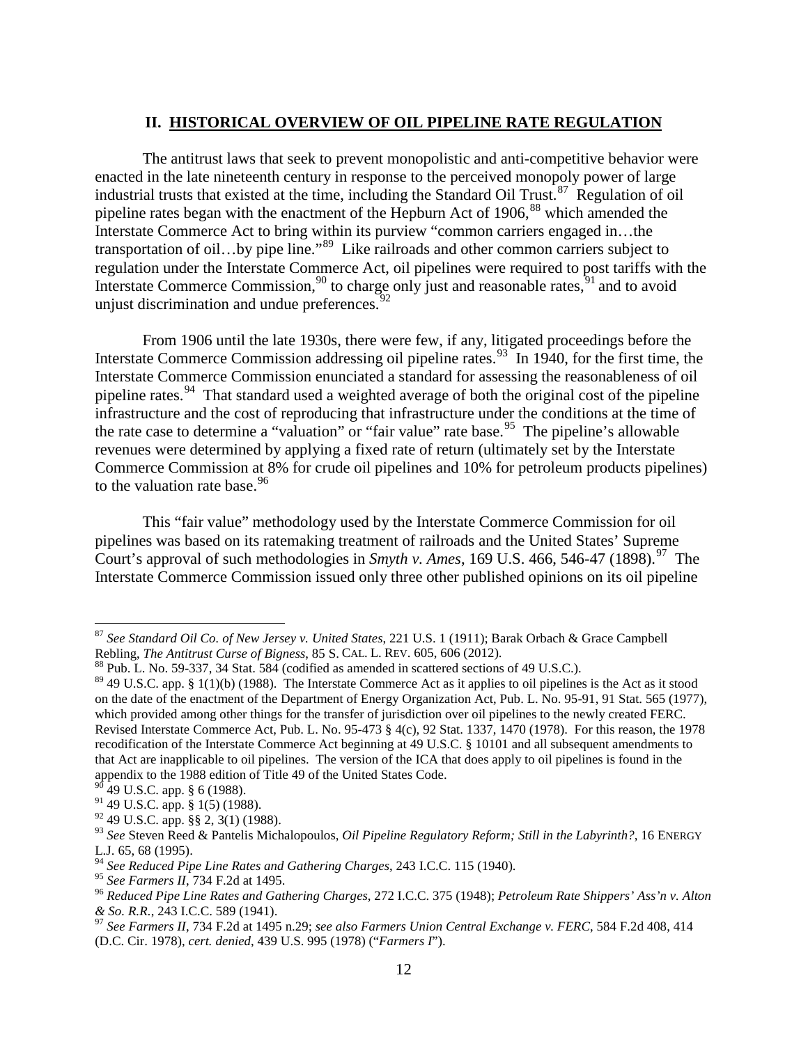## II. HISTORICAL OVERVIEW OF OIL PIPELINE RATE REGULATION

The antitrust laws that seek to prevent monopolistic and anti-competitive behavior were enacted in the late nineteenth century in response to the perceived monopoly power of large industrial trusts that existed at the time, including the Standard Oil Trust.[87] Regulation of oil pipeline rates began with the enactment of the Hepburn Act of 1906,[88] which amended the Interstate Commerce Act to bring within its purview "common carriers engaged in…the transportation of oil…by pipe line."[89] Like railroads and other common carriers subject to regulation under the Interstate Commerce Act, oil pipelines were required to post tariffs with the Interstate Commerce Commission,[90] to charge only just and reasonable rates,[91] and to avoid unjust discrimination and undue preferences.[92]

From 1906 until the late 1930s, there were few, if any, litigated proceedings before the Interstate Commerce Commission addressing oil pipeline rates.[93] In 1940, for the first time, the Interstate Commerce Commission enunciated a standard for assessing the reasonableness of oil pipeline rates.[94] That standard used a weighted average of both the original cost of the pipeline infrastructure and the cost of reproducing that infrastructure under the conditions at the time of the rate case to determine a "valuation" or "fair value" rate base.[95] The pipeline's allowable revenues were determined by applying a fixed rate of return (ultimately set by the Interstate Commerce Commission at 8% for crude oil pipelines and 10% for petroleum products pipelines) to the valuation rate base.[96]

This "fair value" methodology used by the Interstate Commerce Commission for oil pipelines was based on its ratemaking treatment of railroads and the United States' Supreme Court's approval of such methodologies in *Smyth v. Ames*, 169 U.S. 466, 546-47 (1898).[97] The Interstate Commerce Commission issued only three other published opinions on its oil pipeline

---

[87] *See Standard Oil Co. of New Jersey v. United States*, 221 U.S. 1 (1911); Barak Orbach & Grace Campbell Rebling, *The Antitrust Curse of Bigness*, 85 S. CAL. L. REV. 605, 606 (2012).

[88] Pub. L. No. 59-337, 34 Stat. 584 (codified as amended in scattered sections of 49 U.S.C.).

[89] 49 U.S.C. app. § 1(1)(b) (1988). The Interstate Commerce Act as it applies to oil pipelines is the Act as it stood on the date of the enactment of the Department of Energy Organization Act, Pub. L. No. 95-91, 91 Stat. 565 (1977), which provided among other things for the transfer of jurisdiction over oil pipelines to the newly created FERC. Revised Interstate Commerce Act, Pub. L. No. 95-473 § 4(c), 92 Stat. 1337, 1470 (1978). For this reason, the 1978 recodification of the Interstate Commerce Act beginning at 49 U.S.C. § 10101 and all subsequent amendments to that Act are inapplicable to oil pipelines. The version of the ICA that does apply to oil pipelines is found in the appendix to the 1988 edition of Title 49 of the United States Code.

[90] 49 U.S.C. app. § 6 (1988).

[91] 49 U.S.C. app. § 1(5) (1988).

[92] 49 U.S.C. app. §§ 2, 3(1) (1988).

[93] *See* Steven Reed & Pantelis Michalopoulos, *Oil Pipeline Regulatory Reform; Still in the Labyrinth?*, 16 ENERGY L.J. 65, 68 (1995).

[94] *See Reduced Pipe Line Rates and Gathering Charges*, 243 I.C.C. 115 (1940).

[95] *See Farmers II*, 734 F.2d at 1495.

[96] *Reduced Pipe Line Rates and Gathering Charges*, 272 I.C.C. 375 (1948); *Petroleum Rate Shippers' Ass'n v. Alton & So. R.R.*, 243 I.C.C. 589 (1941).

[97] *See Farmers II*, 734 F.2d at 1495 n.29; *see also Farmers Union Central Exchange v. FERC*, 584 F.2d 408, 414 (D.C. Cir. 1978), *cert. denied*, 439 U.S. 995 (1978) ("*Farmers I*").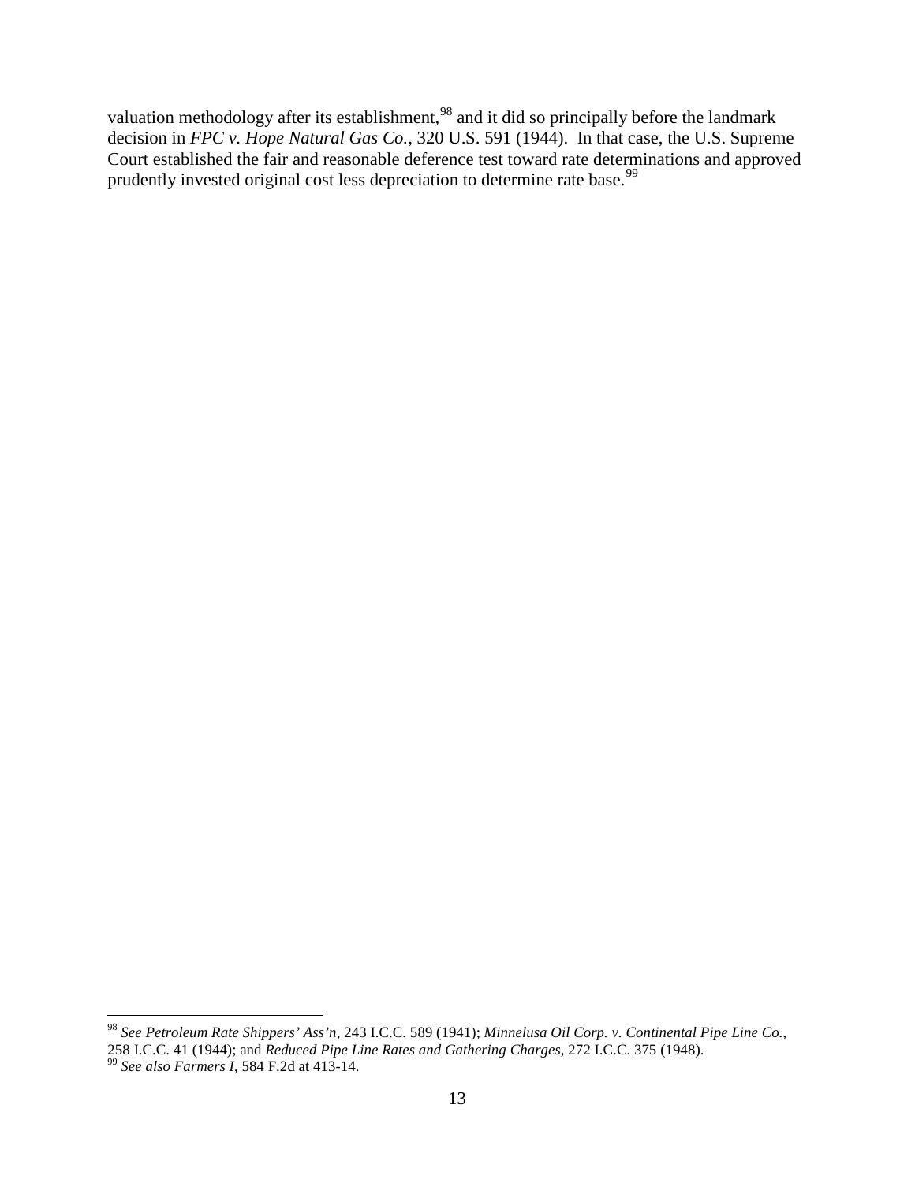valuation methodology after its establishment,[98] and it did so principally before the landmark decision in *FPC v. Hope Natural Gas Co.*, 320 U.S. 591 (1944). In that case, the U.S. Supreme Court established the fair and reasonable deference test toward rate determinations and approved prudently invested original cost less depreciation to determine rate base.[99]

---

[98] *See Petroleum Rate Shippers' Ass'n*, 243 I.C.C. 589 (1941); *Minnelusa Oil Corp. v. Continental Pipe Line Co.*, 258 I.C.C. 41 (1944); and *Reduced Pipe Line Rates and Gathering Charges*, 272 I.C.C. 375 (1948).

[99] *See also Farmers I*, 584 F.2d at 413-14.